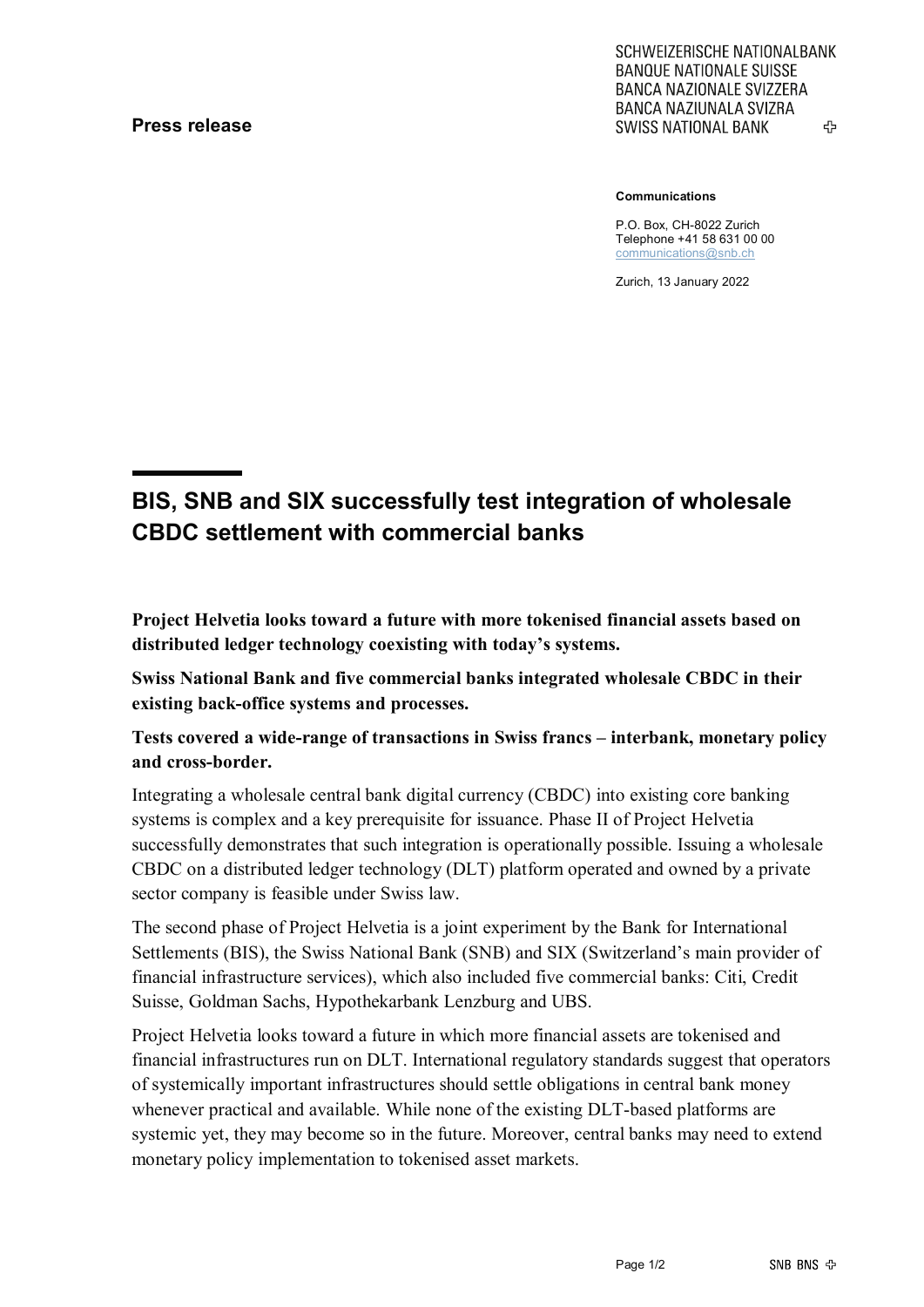**Press release**

SCHWEIZERISCHE NATIONALBANK
BANQUE NATIONALE SUISSE
BANCA NAZIONALE SVIZZERA
BANCA NAZIUNALA SVIZRA
SWISS NATIONAL BANK

**Communications**

P.O. Box, CH-8022 Zurich
Telephone +41 58 631 00 00
communications@snb.ch

Zurich, 13 January 2022

# BIS, SNB and SIX successfully test integration of wholesale CBDC settlement with commercial banks

**Project Helvetia looks toward a future with more tokenised financial assets based on distributed ledger technology coexisting with today's systems.**

**Swiss National Bank and five commercial banks integrated wholesale CBDC in their existing back-office systems and processes.**

**Tests covered a wide-range of transactions in Swiss francs – interbank, monetary policy and cross-border.**

Integrating a wholesale central bank digital currency (CBDC) into existing core banking systems is complex and a key prerequisite for issuance. Phase II of Project Helvetia successfully demonstrates that such integration is operationally possible. Issuing a wholesale CBDC on a distributed ledger technology (DLT) platform operated and owned by a private sector company is feasible under Swiss law.

The second phase of Project Helvetia is a joint experiment by the Bank for International Settlements (BIS), the Swiss National Bank (SNB) and SIX (Switzerland's main provider of financial infrastructure services), which also included five commercial banks: Citi, Credit Suisse, Goldman Sachs, Hypothekarbank Lenzburg and UBS.

Project Helvetia looks toward a future in which more financial assets are tokenised and financial infrastructures run on DLT. International regulatory standards suggest that operators of systemically important infrastructures should settle obligations in central bank money whenever practical and available. While none of the existing DLT-based platforms are systemic yet, they may become so in the future. Moreover, central banks may need to extend monetary policy implementation to tokenised asset markets.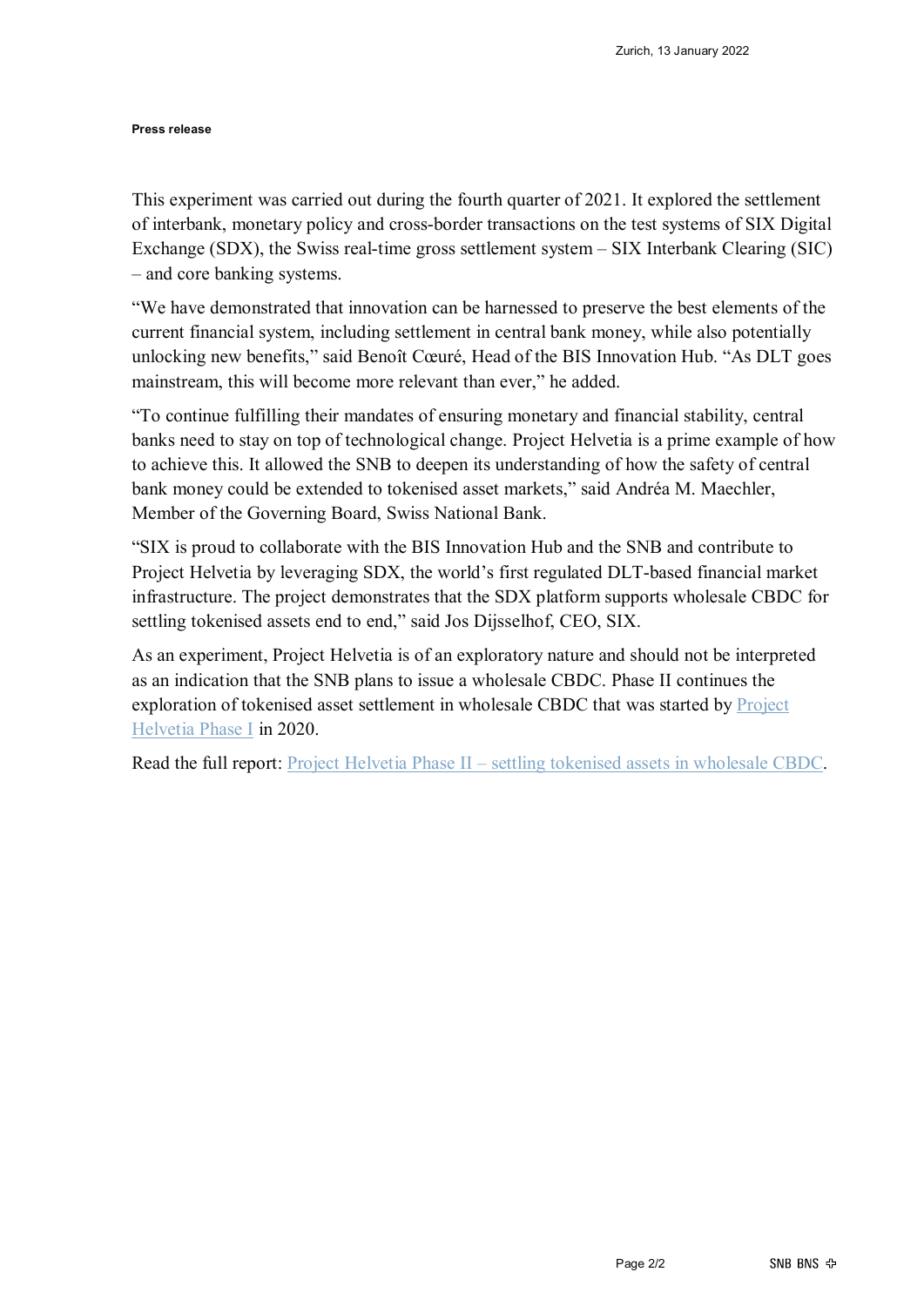**Press release**

This experiment was carried out during the fourth quarter of 2021. It explored the settlement of interbank, monetary policy and cross-border transactions on the test systems of SIX Digital Exchange (SDX), the Swiss real-time gross settlement system – SIX Interbank Clearing (SIC) – and core banking systems.

“We have demonstrated that innovation can be harnessed to preserve the best elements of the current financial system, including settlement in central bank money, while also potentially unlocking new benefits,” said Benoît Cœuré, Head of the BIS Innovation Hub. “As DLT goes mainstream, this will become more relevant than ever,” he added.

“To continue fulfilling their mandates of ensuring monetary and financial stability, central banks need to stay on top of technological change. Project Helvetia is a prime example of how to achieve this. It allowed the SNB to deepen its understanding of how the safety of central bank money could be extended to tokenised asset markets,” said Andréa M. Maechler, Member of the Governing Board, Swiss National Bank.

“SIX is proud to collaborate with the BIS Innovation Hub and the SNB and contribute to Project Helvetia by leveraging SDX, the world’s first regulated DLT-based financial market infrastructure. The project demonstrates that the SDX platform supports wholesale CBDC for settling tokenised assets end to end,” said Jos Dijsselhof, CEO, SIX.

As an experiment, Project Helvetia is of an exploratory nature and should not be interpreted as an indication that the SNB plans to issue a wholesale CBDC. Phase II continues the exploration of tokenised asset settlement in wholesale CBDC that was started by Project Helvetia Phase I in 2020.

Read the full report: Project Helvetia Phase II – settling tokenised assets in wholesale CBDC.